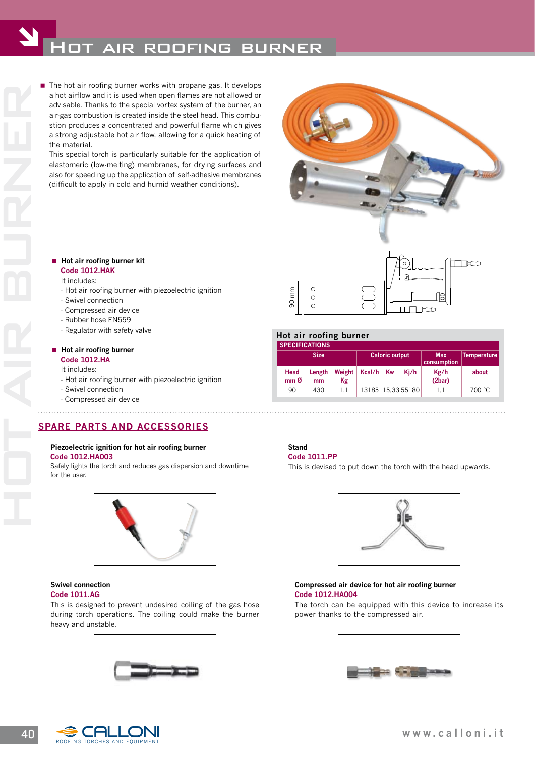# Hot air roofing burner

- The hot air roofing burner works with propane gas. It develops a hot airflow and it is used when open flames are not allowed or advisable. Thanks to the special vortex system of the burner, an air-gas combustion is created inside the steel head. This combustion produces a concentrated and powerful flame which gives a strong adjustable hot air flow, allowing for a quick heating of the material.
  This special torch is particularly suitable for the application of elastomeric (low-melting) membranes, for drying surfaces and also for speeding up the application of self-adhesive membranes (difficult to apply in cold and humid weather conditions).

- **Hot air roofing burner kit**
  **Code 1012.HAK**
  It includes:
  - Hot air roofing burner with piezoelectric ignition
  - Swivel connection
  - Compressed air device
  - Rubber hose EN559
  - Regulator with safety valve

- **Hot air roofing burner**
  **Code 1012.HA**
  It includes:
  - Hot air roofing burner with piezoelectric ignition
  - Swivel connection
  - Compressed air device

90 mm

**Hot air roofing burner**

**SPECIFICATIONS**

| Size | | | Caloric output | | | Max consumption | Temperature |
|---|---|---|---|---|---|---|---|
| Head mm Ø | Length mm | Weight Kg | Kcal/h | Kw | Kj/h | Kg/h (2bar) | about |
| 90 | 430 | 1,1 | 13185 | 15,33 | 55180 | 1,1 | 700 °C |

## SPARE PARTS AND ACCESSORIES

**Piezoelectric ignition for hot air roofing burner**
**Code 1012.HA003**
Safely lights the torch and reduces gas dispersion and downtime for the user.

**Stand**
**Code 1011.PP**
This is devised to put down the torch with the head upwards.

**Swivel connection**
**Code 1011.AG**
This is designed to prevent undesired coiling of the gas hose during torch operations. The coiling could make the burner heavy and unstable.

**Compressed air device for hot air roofing burner**
**Code 1012.HA004**
The torch can be equipped with this device to increase its power thanks to the compressed air.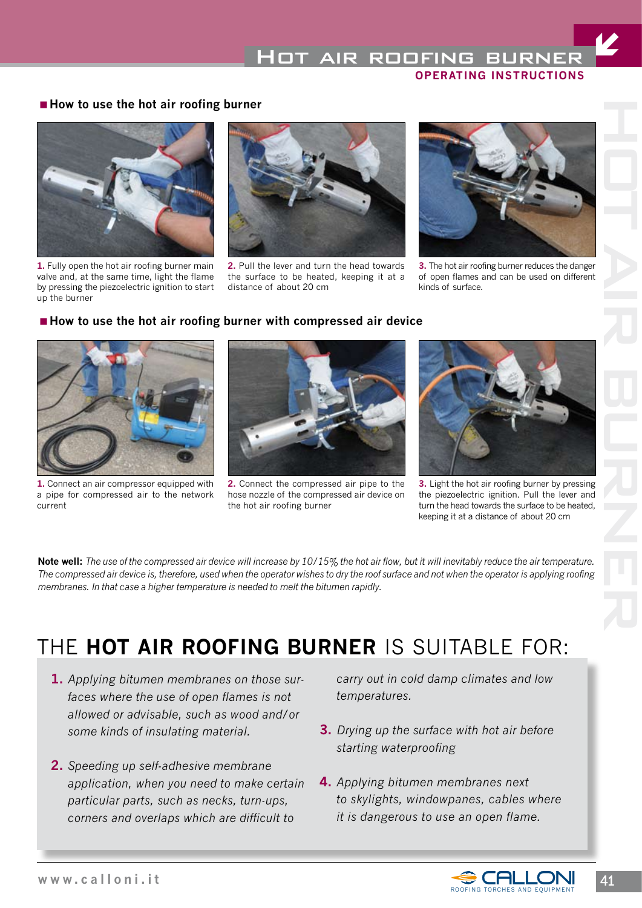# HOT AIR ROOFING BURNER

OPERATING INSTRUCTIONS

## How to use the hot air roofing burner

**1.** Fully open the hot air roofing burner main valve and, at the same time, light the flame by pressing the piezoelectric ignition to start up the burner

**2.** Pull the lever and turn the head towards the surface to be heated, keeping it at a distance of about 20 cm

**3.** The hot air roofing burner reduces the danger of open flames and can be used on different kinds of surface.

## How to use the hot air roofing burner with compressed air device

**1.** Connect an air compressor equipped with a pipe for compressed air to the network current

**2.** Connect the compressed air pipe to the hose nozzle of the compressed air device on the hot air roofing burner

**3.** Light the hot air roofing burner by pressing the piezoelectric ignition. Pull the lever and turn the head towards the surface to be heated, keeping it at a distance of about 20 cm

**Note well:** *The use of the compressed air device will increase by 10/15% the hot air flow, but it will inevitably reduce the air temperature. The compressed air device is, therefore, used when the operator wishes to dry the roof surface and not when the operator is applying roofing membranes. In that case a higher temperature is needed to melt the bitumen rapidly.*

# THE **HOT AIR ROOFING BURNER** IS SUITABLE FOR:

1. *Applying bitumen membranes on those surfaces where the use of open flames is not allowed or advisable, such as wood and/or some kinds of insulating material.*
2. *Speeding up self-adhesive membrane application, when you need to make certain particular parts, such as necks, turn-ups, corners and overlaps which are difficult to carry out in cold damp climates and low temperatures.*
3. *Drying up the surface with hot air before starting waterproofing*
4. *Applying bitumen membranes next to skylights, windowpanes, cables where it is dangerous to use an open flame.*